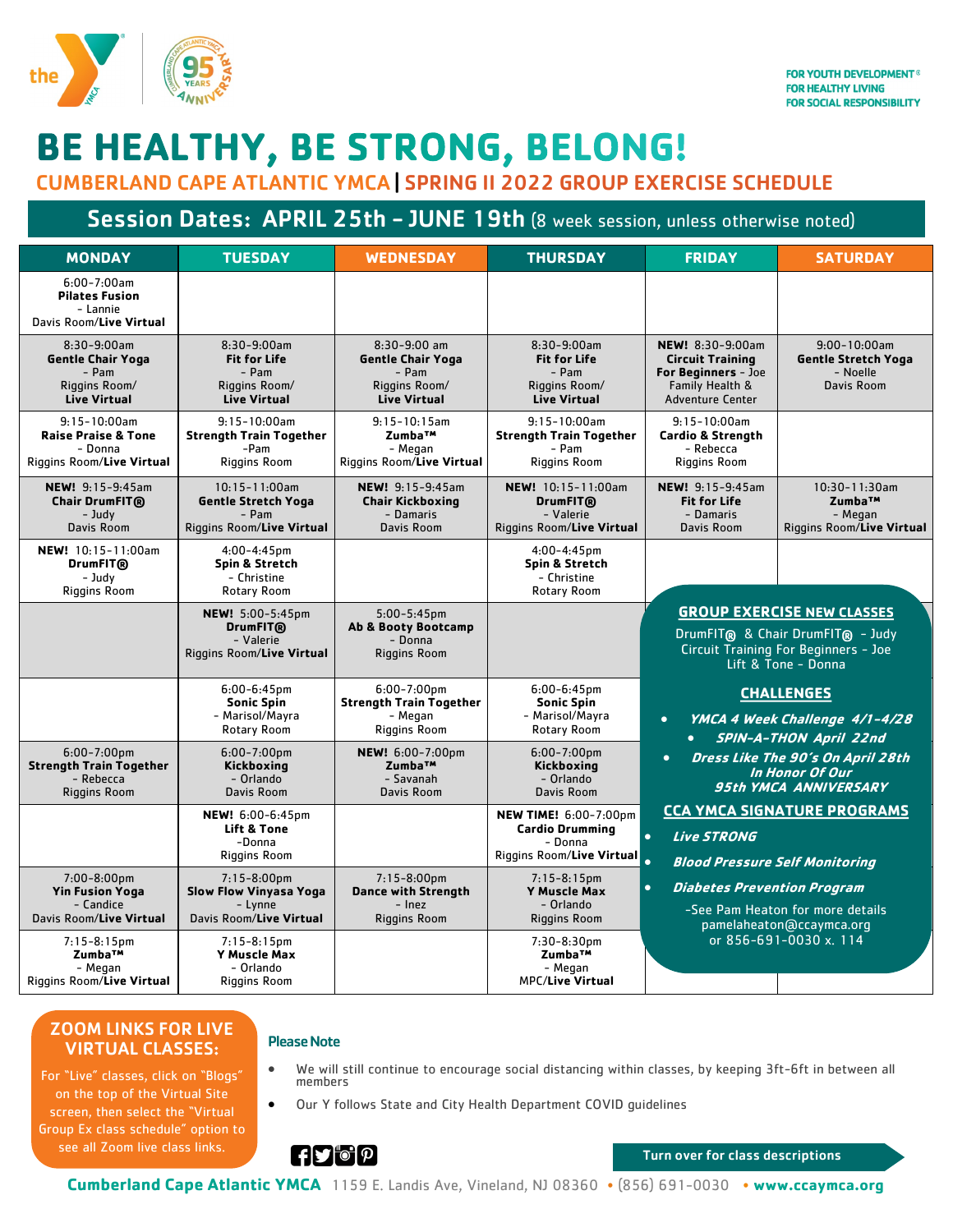FOR YOUTH DEVELOPMENT®
FOR HEALTHY LIVING
FOR SOCIAL RESPONSIBILITY

# BE HEALTHY, BE STRONG, BELONG!

## CUMBERLAND CAPE ATLANTIC YMCA | SPRING II 2022 GROUP EXERCISE SCHEDULE

### Session Dates: APRIL 25th – JUNE 19th (8 week session, unless otherwise noted)

| MONDAY | TUESDAY | WEDNESDAY | THURSDAY | FRIDAY | SATURDAY |
|---|---|---|---|---|---|
| 6:00-7:00am **Pilates Fusion** - Lannie Davis Room/**Live Virtual** | | | | | |
| 8:30-9:00am **Gentle Chair Yoga** - Pam Riggins Room/ **Live Virtual** | 8:30-9:00am **Fit for Life** - Pam Riggins Room/ **Live Virtual** | 8:30-9:00 am **Gentle Chair Yoga** - Pam Riggins Room/ **Live Virtual** | 8:30-9:00am **Fit for Life** - Pam Riggins Room/ **Live Virtual** | **NEW!** 8:30-9:00am **Circuit Training For Beginners** - Joe Family Health & Adventure Center | 9:00-10:00am **Gentle Stretch Yoga** - Noelle Davis Room |
| 9:15-10:00am **Raise Praise & Tone** - Donna Riggins Room/**Live Virtual** | 9:15-10:00am **Strength Train Together** -Pam Riggins Room | 9:15-10:15am **Zumba™** - Megan Riggins Room/**Live Virtual** | 9:15-10:00am **Strength Train Together** - Pam Riggins Room | 9:15-10:00am **Cardio & Strength** - Rebecca Riggins Room | |
| **NEW!** 9:15-9:45am **Chair DrumFIT®** - Judy Davis Room | 10:15-11:00am **Gentle Stretch Yoga** - Pam Riggins Room/**Live Virtual** | **NEW!** 9:15-9:45am **Chair Kickboxing** - Damaris Davis Room | **NEW!** 10:15-11:00am **DrumFIT®** - Valerie Riggins Room/**Live Virtual** | **NEW!** 9:15-9:45am **Fit for Life** - Damaris Davis Room | 10:30-11:30am **Zumba™** - Megan Riggins Room/**Live Virtual** |
| **NEW!** 10:15-11:00am **DrumFIT®** - Judy Riggins Room | 4:00-4:45pm **Spin & Stretch** - Christine Rotary Room | | 4:00-4:45pm **Spin & Stretch** - Christine Rotary Room | | |
| | **NEW!** 5:00-5:45pm **DrumFIT®** - Valerie Riggins Room/**Live Virtual** | 5:00-5:45pm **Ab & Booty Bootcamp** - Donna Riggins Room | | | |
| | 6:00-6:45pm **Sonic Spin** - Marisol/Mayra Rotary Room | 6:00-7:00pm **Strength Train Together** - Megan Riggins Room | 6:00-6:45pm **Sonic Spin** - Marisol/Mayra Rotary Room | | |
| 6:00-7:00pm **Strength Train Together** - Rebecca Riggins Room | 6:00-7:00pm **Kickboxing** - Orlando Davis Room | **NEW!** 6:00-7:00pm **Zumba™** - Savanah Davis Room | 6:00-7:00pm **Kickboxing** - Orlando Davis Room | | |
| | **NEW!** 6:00-6:45pm **Lift & Tone** -Donna Riggins Room | | **NEW TIME!** 6:00-7:00pm **Cardio Drumming** - Donna Riggins Room/**Live Virtual** | | |
| 7:00-8:00pm **Yin Fusion Yoga** - Candice Davis Room/**Live Virtual** | 7:15-8:00pm **Slow Flow Vinyasa Yoga** - Lynne Davis Room/**Live Virtual** | 7:15-8:00pm **Dance with Strength** - Inez Riggins Room | 7:15-8:15pm **Y Muscle Max** - Orlando Riggins Room | | |
| 7:15-8:15pm **Zumba™** - Megan Riggins Room/**Live Virtual** | 7:15-8:00pm **Y Muscle Max** - Orlando Riggins Room | | 7:30-8:30pm **Zumba™** - Megan MPC/**Live Virtual** | | |

**GROUP EXERCISE NEW CLASSES**

DrumFIT® & Chair DrumFIT® - Judy
Circuit Training For Beginners - Joe
Lift & Tone - Donna

**CHALLENGES**

- ***YMCA 4 Week Challenge 4/1-4/28***
- ***SPIN-A-THON April 22nd***
- ***Dress Like The 90's On April 28th In Honor Of Our 95th YMCA ANNIVERSARY***

**CCA YMCA SIGNATURE PROGRAMS**

- ***Live STRONG***
- ***Blood Pressure Self Monitoring***
- ***Diabetes Prevention Program***

-See Pam Heaton for more details
pamelaheaton@ccaymca.org
or 856-691-0030 x. 114

**ZOOM LINKS FOR LIVE VIRTUAL CLASSES:**

For "Live" classes, click on "Blogs" on the top of the Virtual Site screen, then select the "Virtual Group Ex class schedule" option to see all Zoom live class links.

**Please Note**

- We will still continue to encourage social distancing within classes, by keeping 3ft-6ft in between all members
- Our Y follows State and City Health Department COVID guidelines

Turn over for class descriptions

**Cumberland Cape Atlantic YMCA** 1159 E. Landis Ave, Vineland, NJ 08360 • (856) 691-0030 • **www.ccaymca.org**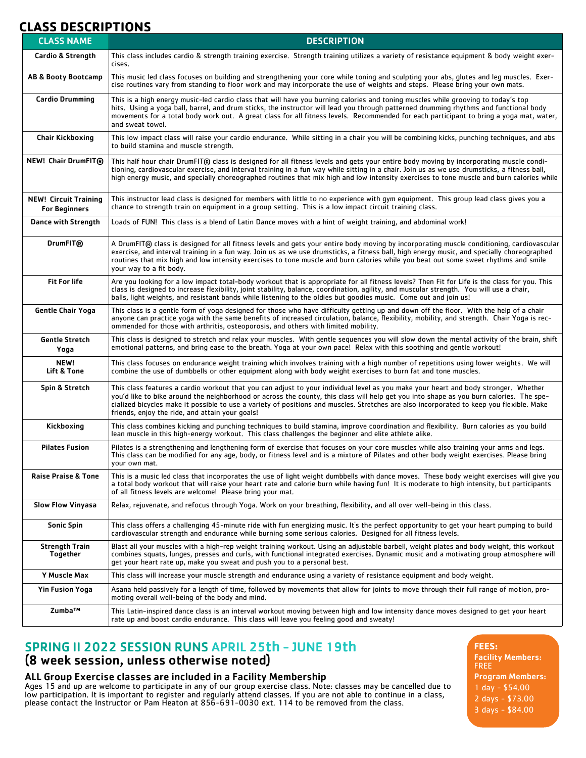## CLASS DESCRIPTIONS

| CLASS NAME | DESCRIPTION |
|---|---|
| Cardio & Strength | This class includes cardio & strength training exercise. Strength training utilizes a variety of resistance equipment & body weight exercises. |
| AB & Booty Bootcamp | This music led class focuses on building and strengthening your core while toning and sculpting your abs, glutes and leg muscles. Exercise routines vary from standing to floor work and may incorporate the use of weights and steps. Please bring your own mats. |
| Cardio Drumming | This is a high energy music-led cardio class that will have you burning calories and toning muscles while grooving to today's top hits. Using a yoga ball, barrel, and drum sticks, the instructor will lead you through patterned drumming rhythms and functional body movements for a total body work out. A great class for all fitness levels. Recommended for each participant to bring a yoga mat, water, and sweat towel. |
| Chair Kickboxing | This low impact class will raise your cardio endurance. While sitting in a chair you will be combining kicks, punching techniques, and abs to build stamina and muscle strength. |
| NEW! Chair DrumFIT® | This half hour chair DrumFIT® class is designed for all fitness levels and gets your entire body moving by incorporating muscle conditioning, cardiovascular exercise, and interval training in a fun way while sitting in a chair. Join us as we use drumsticks, a fitness ball, high energy music, and specially choreographed routines that mix high and low intensity exercises to tone muscle and burn calories while |
| NEW! Circuit Training For Beginners | This instructor lead class is designed for members with little to no experience with gym equipment. This group lead class gives you a chance to strength train on equipment in a group setting. This is a low impact circuit training class. |
| Dance with Strength | Loads of FUN! This class is a blend of Latin Dance moves with a hint of weight training, and abdominal work! |
| DrumFIT® | A DrumFIT® class is designed for all fitness levels and gets your entire body moving by incorporating muscle conditioning, cardiovascular exercise, and interval training in a fun way. Join us as we use drumsticks, a fitness ball, high energy music, and specially choreographed routines that mix high and low intensity exercises to tone muscle and burn calories while you beat out some sweet rhythms and smile your way to a fit body. |
| Fit For life | Are you looking for a low impact total-body workout that is appropriate for all fitness levels? Then Fit for Life is the class for you. This class is designed to increase flexibility, joint stability, balance, coordination, agility, and muscular strength. You will use a chair, balls, light weights, and resistant bands while listening to the oldies but goodies music. Come out and join us! |
| Gentle Chair Yoga | This class is a gentle form of yoga designed for those who have difficulty getting up and down off the floor. With the help of a chair anyone can practice yoga with the same benefits of increased circulation, balance, flexibility, mobility, and strength. Chair Yoga is recommended for those with arthritis, osteoporosis, and others with limited mobility. |
| Gentle Stretch Yoga | This class is designed to stretch and relax your muscles. With gentle sequences you will slow down the mental activity of the brain, shift emotional patterns, and bring ease to the breath. Yoga at your own pace! Relax with this soothing and gentle workout! |
| NEW! Lift & Tone | This class focuses on endurance weight training which involves training with a high number of repetitions using lower weights. We will combine the use of dumbbells or other equipment along with body weight exercises to burn fat and tone muscles. |
| Spin & Stretch | This class features a cardio workout that you can adjust to your individual level as you make your heart and body stronger. Whether you'd like to bike around the neighborhood or across the county, this class will help get you into shape as you burn calories. The specialized bicycles make it possible to use a variety of positions and muscles. Stretches are also incorporated to keep you flexible. Make friends, enjoy the ride, and attain your goals! |
| Kickboxing | This class combines kicking and punching techniques to build stamina, improve coordination and flexibility. Burn calories as you build lean muscle in this high-energy workout. This class challenges the beginner and elite athlete alike. |
| Pilates Fusion | Pilates is a strengthening and lengthening form of exercise that focuses on your core muscles while also training your arms and legs. This class can be modified for any age, body, or fitness level and is a mixture of Pilates and other body weight exercises. Please bring your own mat. |
| Raise Praise & Tone | This is a music led class that incorporates the use of light weight dumbbells with dance moves. These body weight exercises will give you a total body workout that will raise your heart rate and calorie burn while having fun! It is moderate to high intensity, but participants of all fitness levels are welcome! Please bring your mat. |
| Slow Flow Vinyasa | Relax, rejuvenate, and refocus through Yoga. Work on your breathing, flexibility, and all over well-being in this class. |
| Sonic Spin | This class offers a challenging 45-minute ride with fun energizing music. It's the perfect opportunity to get your heart pumping to build cardiovascular strength and endurance while burning some serious calories. Designed for all fitness levels. |
| Strength Train Together | Blast all your muscles with a high-rep weight training workout. Using an adjustable barbell, weight plates and body weight, this workout combines squats, lunges, presses and curls, with functional integrated exercises. Dynamic music and a motivating group atmosphere will get your heart rate up, make you sweat and push you to a personal best. |
| Y Muscle Max | This class will increase your muscle strength and endurance using a variety of resistance equipment and body weight. |
| Yin Fusion Yoga | Asana held passively for a length of time, followed by movements that allow for joints to move through their full range of motion, promoting overall well-being of the body and mind. |
| Zumba™ | This Latin-inspired dance class is an interval workout moving between high and low intensity dance moves designed to get your heart rate up and boost cardio endurance. This class will leave you feeling good and sweaty! |

## SPRING II 2022 SESSION RUNS APRIL 25th - JUNE 19th
## (8 week session, unless otherwise noted)

### ALL Group Exercise classes are included in a Facility Membership

Ages 15 and up are welcome to participate in any of our group exercise class. Note: classes may be cancelled due to low participation. It is important to register and regularly attend classes. If you are not able to continue in a class, please contact the Instructor or Pam Heaton at 856-691-0030 ext. 114 to be removed from the class.

**FEES:**

**Facility Members:** FREE

**Program Members:**
- 1 day - $54.00
- 2 days - $73.00
- 3 days - $84.00